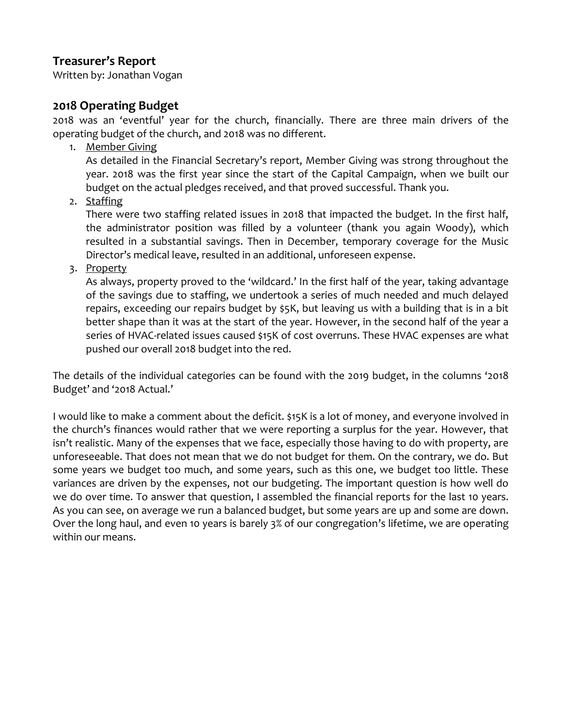## Treasurer's Report

Written by: Jonathan Vogan

## 2018 Operating Budget

2018 was an 'eventful' year for the church, financially. There are three main drivers of the operating budget of the church, and 2018 was no different.

1. <u>Member Giving</u>
   As detailed in the Financial Secretary's report, Member Giving was strong throughout the year. 2018 was the first year since the start of the Capital Campaign, when we built our budget on the actual pledges received, and that proved successful. Thank you.
2. <u>Staffing</u>
   There were two staffing related issues in 2018 that impacted the budget. In the first half, the administrator position was filled by a volunteer (thank you again Woody), which resulted in a substantial savings. Then in December, temporary coverage for the Music Director's medical leave, resulted in an additional, unforeseen expense.
3. <u>Property</u>
   As always, property proved to the 'wildcard.' In the first half of the year, taking advantage of the savings due to staffing, we undertook a series of much needed and much delayed repairs, exceeding our repairs budget by $5K, but leaving us with a building that is in a bit better shape than it was at the start of the year. However, in the second half of the year a series of HVAC-related issues caused $15K of cost overruns. These HVAC expenses are what pushed our overall 2018 budget into the red.

The details of the individual categories can be found with the 2019 budget, in the columns '2018 Budget' and '2018 Actual.'

I would like to make a comment about the deficit. $15K is a lot of money, and everyone involved in the church's finances would rather that we were reporting a surplus for the year. However, that isn't realistic. Many of the expenses that we face, especially those having to do with property, are unforeseeable. That does not mean that we do not budget for them. On the contrary, we do. But some years we budget too much, and some years, such as this one, we budget too little. These variances are driven by the expenses, not our budgeting. The important question is how well do we do over time. To answer that question, I assembled the financial reports for the last 10 years. As you can see, on average we run a balanced budget, but some years are up and some are down. Over the long haul, and even 10 years is barely 3% of our congregation's lifetime, we are operating within our means.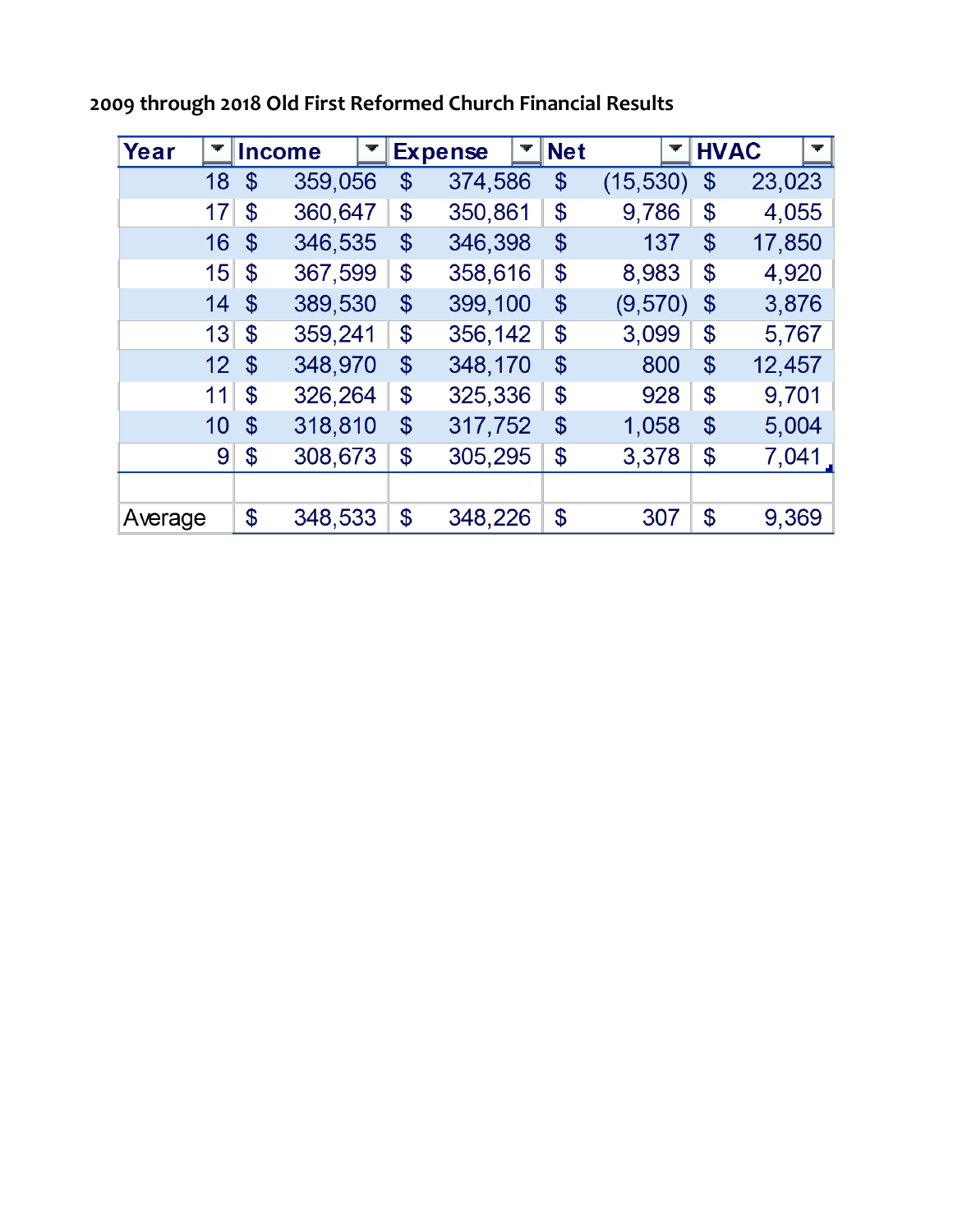**2009 through 2018 Old First Reformed Church Financial Results**

| Year | Income | Expense | Net | HVAC |
|---|---|---|---|---|
| 18 | $ 359,056 | $ 374,586 | $ (15,530) | $ 23,023 |
| 17 | $ 360,647 | $ 350,861 | $ 9,786 | $ 4,055 |
| 16 | $ 346,535 | $ 346,398 | $ 137 | $ 17,850 |
| 15 | $ 367,599 | $ 358,616 | $ 8,983 | $ 4,920 |
| 14 | $ 389,530 | $ 399,100 | $ (9,570) | $ 3,876 |
| 13 | $ 359,241 | $ 356,142 | $ 3,099 | $ 5,767 |
| 12 | $ 348,970 | $ 348,170 | $ 800 | $ 12,457 |
| 11 | $ 326,264 | $ 325,336 | $ 928 | $ 9,701 |
| 10 | $ 318,810 | $ 317,752 | $ 1,058 | $ 5,004 |
| 9 | $ 308,673 | $ 305,295 | $ 3,378 | $ 7,041 |
| | | | | |
| Average | $ 348,533 | $ 348,226 | $ 307 | $ 9,369 |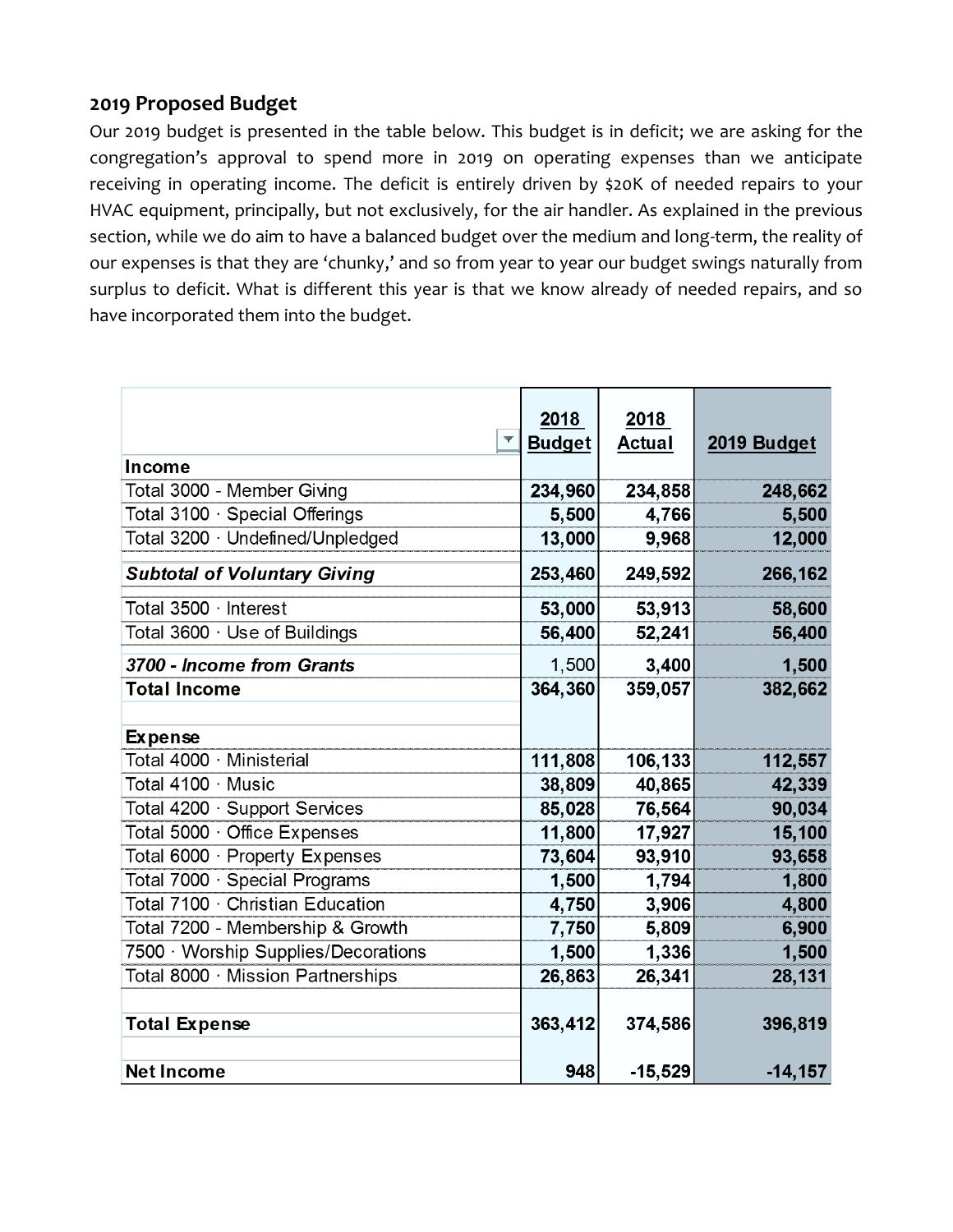## 2019 Proposed Budget

Our 2019 budget is presented in the table below. This budget is in deficit; we are asking for the congregation's approval to spend more in 2019 on operating expenses than we anticipate receiving in operating income. The deficit is entirely driven by $20K of needed repairs to your HVAC equipment, principally, but not exclusively, for the air handler. As explained in the previous section, while we do aim to have a balanced budget over the medium and long-term, the reality of our expenses is that they are 'chunky,' and so from year to year our budget swings naturally from surplus to deficit. What is different this year is that we know already of needed repairs, and so have incorporated them into the budget.

| | 2018 Budget | 2018 Actual | 2019 Budget |
|---|---|---|---|
| **Income** | | | |
| Total 3000 - Member Giving | 234,960 | 234,858 | 248,662 |
| Total 3100 · Special Offerings | 5,500 | 4,766 | 5,500 |
| Total 3200 · Undefined/Unpledged | 13,000 | 9,968 | 12,000 |
| ***Subtotal of Voluntary Giving*** | 253,460 | 249,592 | 266,162 |
| Total 3500 · Interest | 53,000 | 53,913 | 58,600 |
| Total 3600 · Use of Buildings | 56,400 | 52,241 | 56,400 |
| ***3700 - Income from Grants*** | 1,500 | 3,400 | 1,500 |
| **Total Income** | 364,360 | 359,057 | 382,662 |
| **Expense** | | | |
| Total 4000 · Ministerial | 111,808 | 106,133 | 112,557 |
| Total 4100 · Music | 38,809 | 40,865 | 42,339 |
| Total 4200 · Support Services | 85,028 | 76,564 | 90,034 |
| Total 5000 · Office Expenses | 11,800 | 17,927 | 15,100 |
| Total 6000 · Property Expenses | 73,604 | 93,910 | 93,658 |
| Total 7000 · Special Programs | 1,500 | 1,794 | 1,800 |
| Total 7100 · Christian Education | 4,750 | 3,906 | 4,800 |
| Total 7200 - Membership & Growth | 7,750 | 5,809 | 6,900 |
| 7500 · Worship Supplies/Decorations | 1,500 | 1,336 | 1,500 |
| Total 8000 · Mission Partnerships | 26,863 | 26,341 | 28,131 |
| **Total Expense** | 363,412 | 374,586 | 396,819 |
| **Net Income** | 948 | -15,529 | -14,157 |